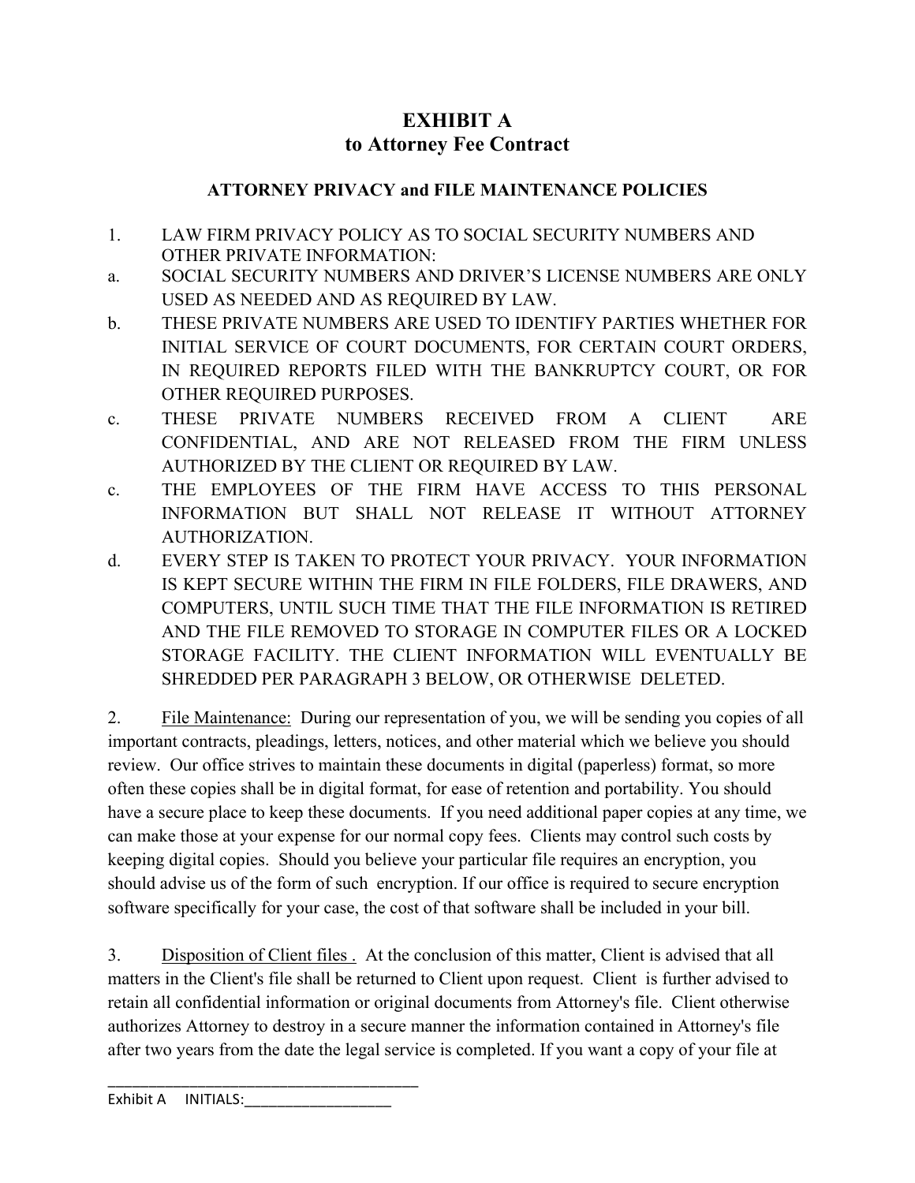# EXHIBIT A
# to Attorney Fee Contract

## ATTORNEY PRIVACY and FILE MAINTENANCE POLICIES

1. LAW FIRM PRIVACY POLICY AS TO SOCIAL SECURITY NUMBERS AND OTHER PRIVATE INFORMATION:

a. SOCIAL SECURITY NUMBERS AND DRIVER'S LICENSE NUMBERS ARE ONLY USED AS NEEDED AND AS REQUIRED BY LAW.

b. THESE PRIVATE NUMBERS ARE USED TO IDENTIFY PARTIES WHETHER FOR INITIAL SERVICE OF COURT DOCUMENTS, FOR CERTAIN COURT ORDERS, IN REQUIRED REPORTS FILED WITH THE BANKRUPTCY COURT, OR FOR OTHER REQUIRED PURPOSES.

c. THESE PRIVATE NUMBERS RECEIVED FROM A CLIENT ARE CONFIDENTIAL, AND ARE NOT RELEASED FROM THE FIRM UNLESS AUTHORIZED BY THE CLIENT OR REQUIRED BY LAW.

c. THE EMPLOYEES OF THE FIRM HAVE ACCESS TO THIS PERSONAL INFORMATION BUT SHALL NOT RELEASE IT WITHOUT ATTORNEY AUTHORIZATION.

d. EVERY STEP IS TAKEN TO PROTECT YOUR PRIVACY. YOUR INFORMATION IS KEPT SECURE WITHIN THE FIRM IN FILE FOLDERS, FILE DRAWERS, AND COMPUTERS, UNTIL SUCH TIME THAT THE FILE INFORMATION IS RETIRED AND THE FILE REMOVED TO STORAGE IN COMPUTER FILES OR A LOCKED STORAGE FACILITY. THE CLIENT INFORMATION WILL EVENTUALLY BE SHREDDED PER PARAGRAPH 3 BELOW, OR OTHERWISE DELETED.

2. File Maintenance: During our representation of you, we will be sending you copies of all important contracts, pleadings, letters, notices, and other material which we believe you should review. Our office strives to maintain these documents in digital (paperless) format, so more often these copies shall be in digital format, for ease of retention and portability. You should have a secure place to keep these documents. If you need additional paper copies at any time, we can make those at your expense for our normal copy fees. Clients may control such costs by keeping digital copies. Should you believe your particular file requires an encryption, you should advise us of the form of such encryption. If our office is required to secure encryption software specifically for your case, the cost of that software shall be included in your bill.

3. Disposition of Client files . At the conclusion of this matter, Client is advised that all matters in the Client's file shall be returned to Client upon request. Client is further advised to retain all confidential information or original documents from Attorney's file. Client otherwise authorizes Attorney to destroy in a secure manner the information contained in Attorney's file after two years from the date the legal service is completed. If you want a copy of your file at

Exhibit A INITIALS:__________________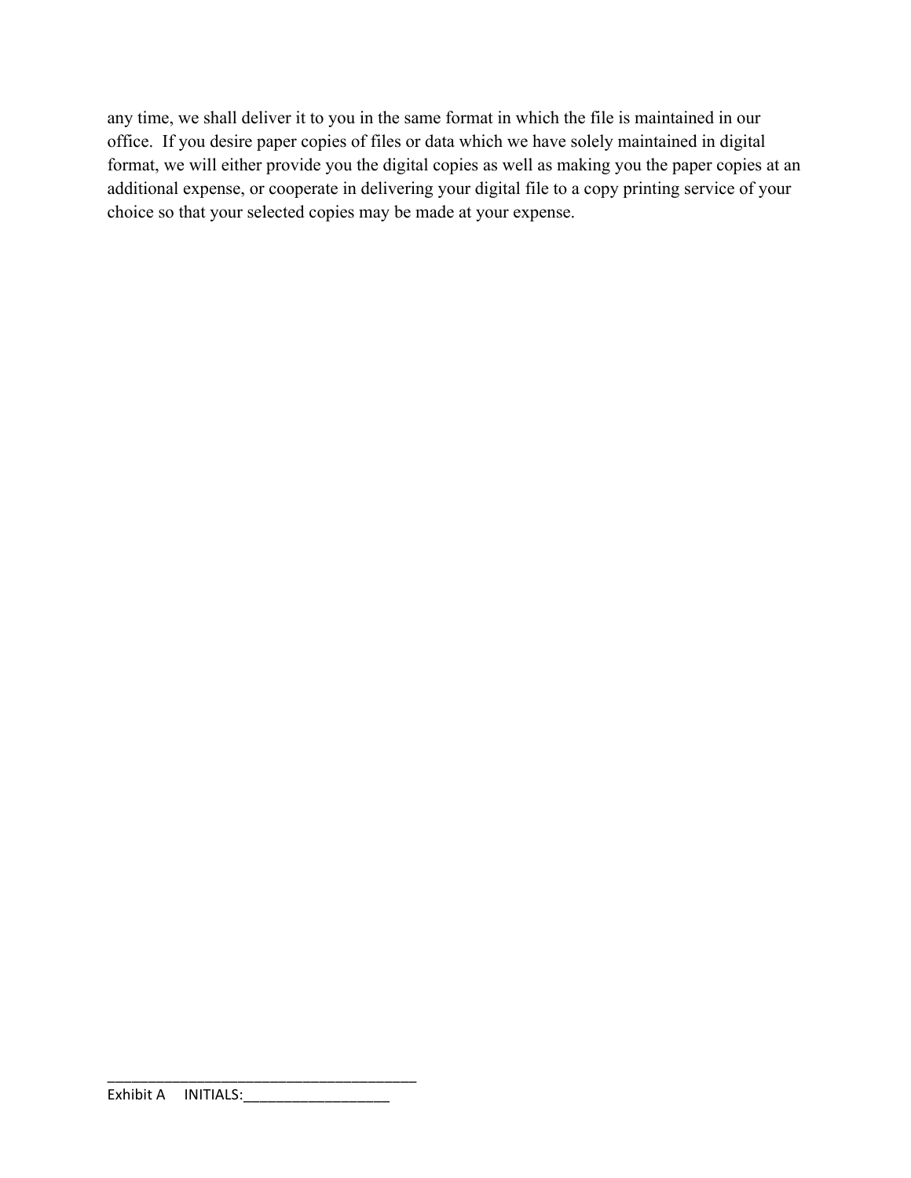any time, we shall deliver it to you in the same format in which the file is maintained in our office. If you desire paper copies of files or data which we have solely maintained in digital format, we will either provide you the digital copies as well as making you the paper copies at an additional expense, or cooperate in delivering your digital file to a copy printing service of your choice so that your selected copies may be made at your expense.